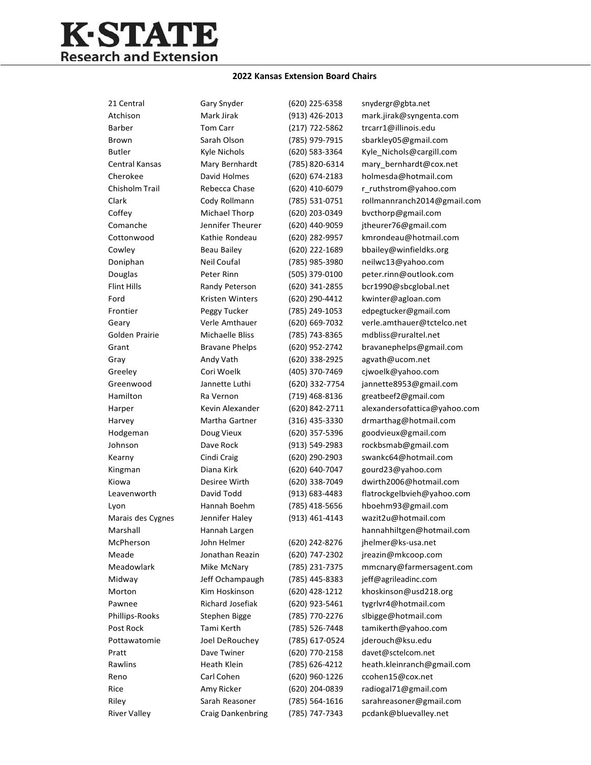# K·STATE Research and Extension

## 2022 Kansas Extension Board Chairs

| | | | |
|---|---|---|---|
| 21 Central | Gary Snyder | (620) 225-6358 | snydergr@gbta.net |
| Atchison | Mark Jirak | (913) 426-2013 | mark.jirak@syngenta.com |
| Barber | Tom Carr | (217) 722-5862 | trcarr1@illinois.edu |
| Brown | Sarah Olson | (785) 979-7915 | sbarkley05@gmail.com |
| Butler | Kyle Nichols | (620) 583-3364 | Kyle_Nichols@cargill.com |
| Central Kansas | Mary Bernhardt | (785) 820-6314 | mary_bernhardt@cox.net |
| Cherokee | David Holmes | (620) 674-2183 | holmesda@hotmail.com |
| Chisholm Trail | Rebecca Chase | (620) 410-6079 | r_ruthstrom@yahoo.com |
| Clark | Cody Rollmann | (785) 531-0751 | rollmannranch2014@gmail.com |
| Coffey | Michael Thorp | (620) 203-0349 | bvcthorp@gmail.com |
| Comanche | Jennifer Theurer | (620) 440-9059 | jtheurer76@gmail.com |
| Cottonwood | Kathie Rondeau | (620) 282-9957 | kmrondeau@hotmail.com |
| Cowley | Beau Bailey | (620) 222-1689 | bbailey@winfieldks.org |
| Doniphan | Neil Coufal | (785) 985-3980 | neilwc13@yahoo.com |
| Douglas | Peter Rinn | (505) 379-0100 | peter.rinn@outlook.com |
| Flint Hills | Randy Peterson | (620) 341-2855 | bcr1990@sbcglobal.net |
| Ford | Kristen Winters | (620) 290-4412 | kwinter@agloan.com |
| Frontier | Peggy Tucker | (785) 249-1053 | edpegtucker@gmail.com |
| Geary | Verle Amthauer | (620) 669-7032 | verle.amthauer@tctelco.net |
| Golden Prairie | Michaelle Bliss | (785) 743-8365 | mdbliss@ruraltel.net |
| Grant | Bravane Phelps | (620) 952-2742 | bravanephelps@gmail.com |
| Gray | Andy Vath | (620) 338-2925 | agvath@ucom.net |
| Greeley | Cori Woelk | (405) 370-7469 | cjwoelk@yahoo.com |
| Greenwood | Jannette Luthi | (620) 332-7754 | jannette8953@gmail.com |
| Hamilton | Ra Vernon | (719) 468-8136 | greatbeef2@gmail.com |
| Harper | Kevin Alexander | (620) 842-2711 | alexandersofattica@yahoo.com |
| Harvey | Martha Gartner | (316) 435-3330 | drmarthag@hotmail.com |
| Hodgeman | Doug Vieux | (620) 357-5396 | goodvieux@gmail.com |
| Johnson | Dave Rock | (913) 549-2983 | rockbsmab@gmail.com |
| Kearny | Cindi Craig | (620) 290-2903 | swankc64@hotmail.com |
| Kingman | Diana Kirk | (620) 640-7047 | gourd23@yahoo.com |
| Kiowa | Desiree Wirth | (620) 338-7049 | dwirth2006@hotmail.com |
| Leavenworth | David Todd | (913) 683-4483 | flatrockgelbvieh@yahoo.com |
| Lyon | Hannah Boehm | (785) 418-5656 | hboehm93@gmail.com |
| Marais des Cygnes | Jennifer Haley | (913) 461-4143 | wazit2u@hotmail.com |
| Marshall | Hannah Largen | | hannahhiltgen@hotmail.com |
| McPherson | John Helmer | (620) 242-8276 | jhelmer@ks-usa.net |
| Meade | Jonathan Reazin | (620) 747-2302 | jreazin@mkcoop.com |
| Meadowlark | Mike McNary | (785) 231-7375 | mmcnary@farmersagent.com |
| Midway | Jeff Ochampaugh | (785) 445-8383 | jeff@agrileadinc.com |
| Morton | Kim Hoskinson | (620) 428-1212 | khoskinson@usd218.org |
| Pawnee | Richard Josefiak | (620) 923-5461 | tygrlvr4@hotmail.com |
| Phillips-Rooks | Stephen Bigge | (785) 770-2276 | slbigge@hotmail.com |
| Post Rock | Tami Kerth | (785) 526-7448 | tamikerth@yahoo.com |
| Pottawatomie | Joel DeRouchey | (785) 617-0524 | jderouch@ksu.edu |
| Pratt | Dave Twiner | (620) 770-2158 | davet@sctelcom.net |
| Rawlins | Heath Klein | (785) 626-4212 | heath.kleinranch@gmail.com |
| Reno | Carl Cohen | (620) 960-1226 | ccohen15@cox.net |
| Rice | Amy Ricker | (620) 204-0839 | radiogal71@gmail.com |
| Riley | Sarah Reasoner | (785) 564-1616 | sarahreasoner@gmail.com |
| River Valley | Craig Dankenbring | (785) 747-7343 | pcdank@bluevalley.net |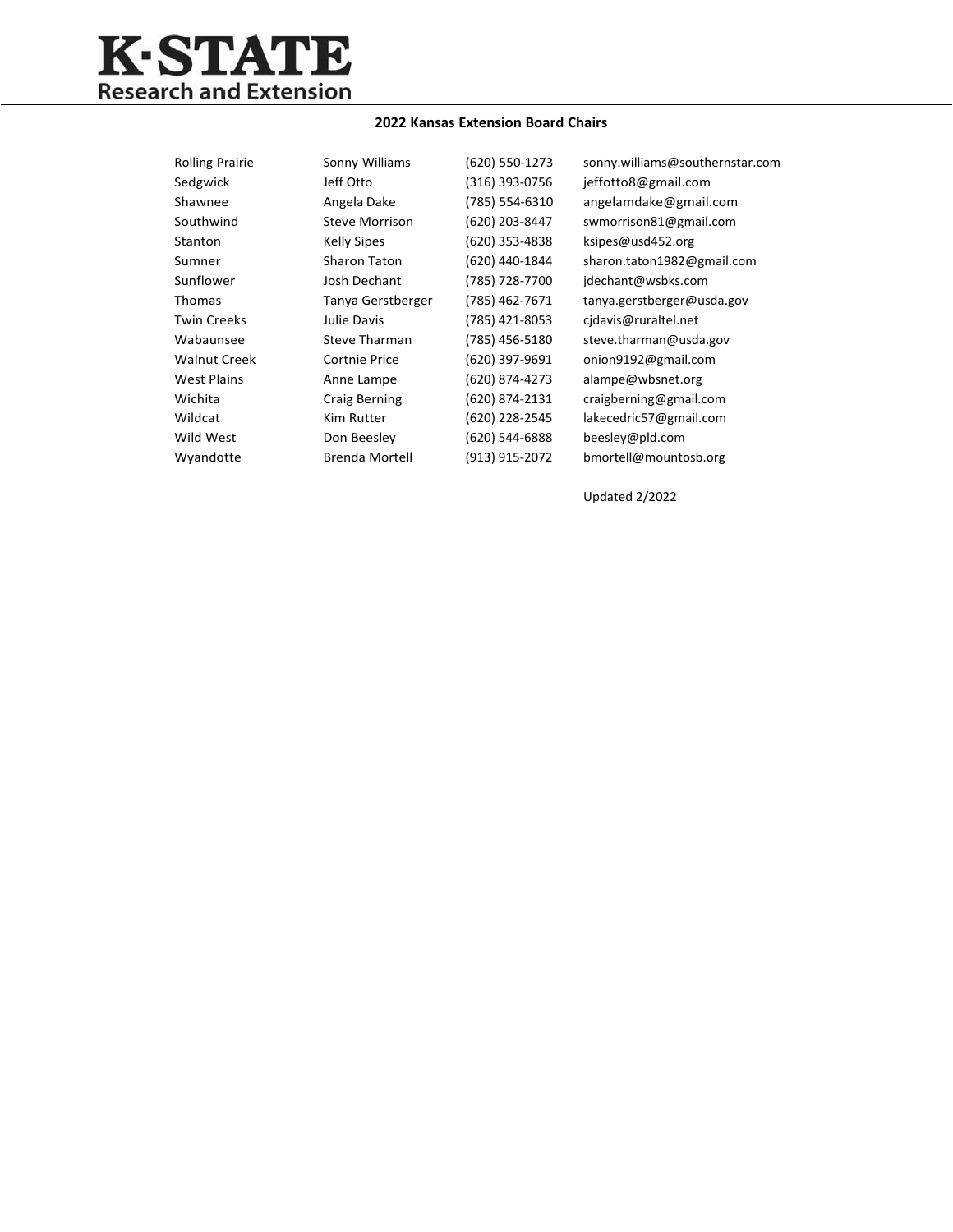K·STATE
Research and Extension

**2022 Kansas Extension Board Chairs**

| | | | |
|---|---|---|---|
| Rolling Prairie | Sonny Williams | (620) 550-1273 | sonny.williams@southernstar.com |
| Sedgwick | Jeff Otto | (316) 393-0756 | jeffotto8@gmail.com |
| Shawnee | Angela Dake | (785) 554-6310 | angelamdake@gmail.com |
| Southwind | Steve Morrison | (620) 203-8447 | swmorrison81@gmail.com |
| Stanton | Kelly Sipes | (620) 353-4838 | ksipes@usd452.org |
| Sumner | Sharon Taton | (620) 440-1844 | sharon.taton1982@gmail.com |
| Sunflower | Josh Dechant | (785) 728-7700 | jdechant@wsbks.com |
| Thomas | Tanya Gerstberger | (785) 462-7671 | tanya.gerstberger@usda.gov |
| Twin Creeks | Julie Davis | (785) 421-8053 | cjdavis@ruraltel.net |
| Wabaunsee | Steve Tharman | (785) 456-5180 | steve.tharman@usda.gov |
| Walnut Creek | Cortnie Price | (620) 397-9691 | onion9192@gmail.com |
| West Plains | Anne Lampe | (620) 874-4273 | alampe@wbsnet.org |
| Wichita | Craig Berning | (620) 874-2131 | craigberning@gmail.com |
| Wildcat | Kim Rutter | (620) 228-2545 | lakecedric57@gmail.com |
| Wild West | Don Beesley | (620) 544-6888 | beesley@pld.com |
| Wyandotte | Brenda Mortell | (913) 915-2072 | bmortell@mountosb.org |

Updated 2/2022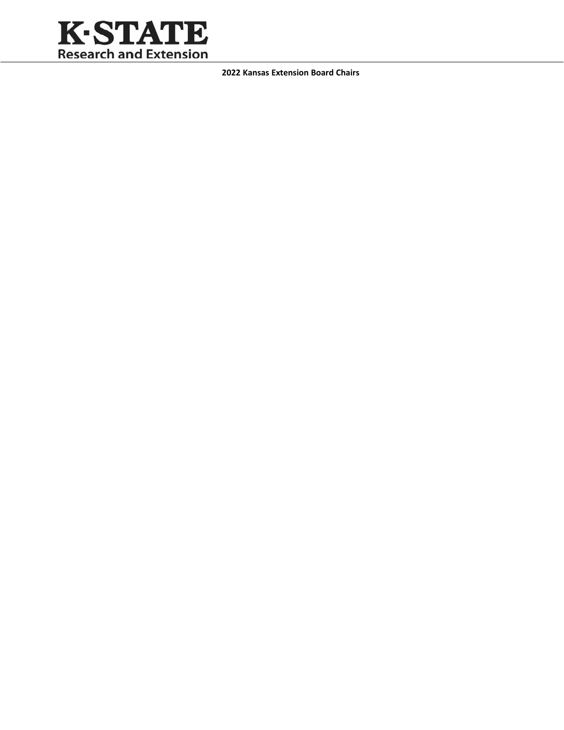**2022 Kansas Extension Board Chairs**